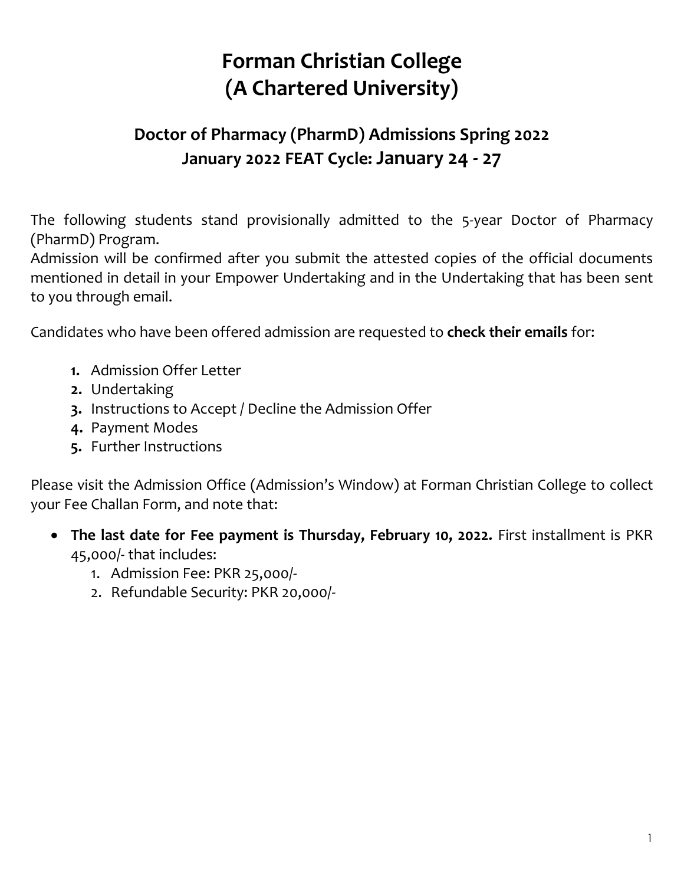# Forman Christian College
# (A Chartered University)

## Doctor of Pharmacy (PharmD) Admissions Spring 2022
## January 2022 FEAT Cycle: January 24 - 27

The following students stand provisionally admitted to the 5-year Doctor of Pharmacy (PharmD) Program.
Admission will be confirmed after you submit the attested copies of the official documents mentioned in detail in your Empower Undertaking and in the Undertaking that has been sent to you through email.

Candidates who have been offered admission are requested to **check their emails** for:

1. Admission Offer Letter
2. Undertaking
3. Instructions to Accept / Decline the Admission Offer
4. Payment Modes
5. Further Instructions

Please visit the Admission Office (Admission's Window) at Forman Christian College to collect your Fee Challan Form, and note that:

- **The last date for Fee payment is Thursday, February 10, 2022.** First installment is PKR 45,000/- that includes:
    1. Admission Fee: PKR 25,000/-
    2. Refundable Security: PKR 20,000/-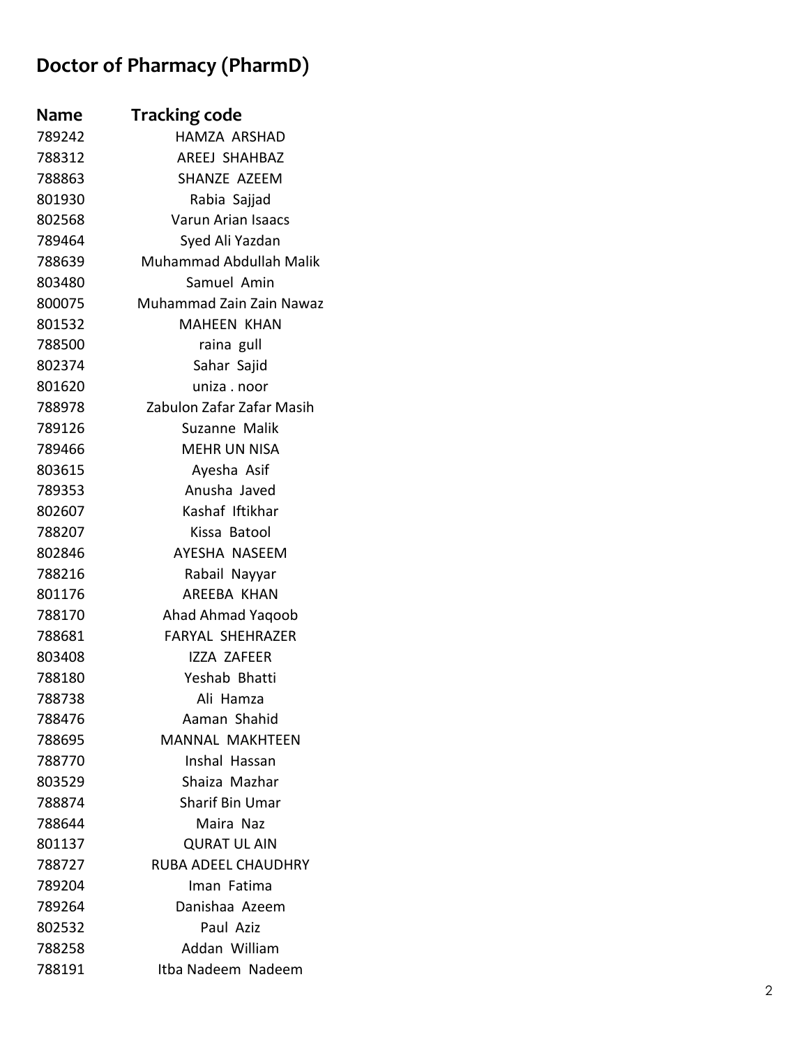# Doctor of Pharmacy (PharmD)

| Name | Tracking code |
| --- | --- |
| 789242 | HAMZA ARSHAD |
| 788312 | AREEJ SHAHBAZ |
| 788863 | SHANZE AZEEM |
| 801930 | Rabia Sajjad |
| 802568 | Varun Arian Isaacs |
| 789464 | Syed Ali Yazdan |
| 788639 | Muhammad Abdullah Malik |
| 803480 | Samuel Amin |
| 800075 | Muhammad Zain Zain Nawaz |
| 801532 | MAHEEN KHAN |
| 788500 | raina gull |
| 802374 | Sahar Sajid |
| 801620 | uniza . noor |
| 788978 | Zabulon Zafar Zafar Masih |
| 789126 | Suzanne Malik |
| 789466 | MEHR UN NISA |
| 803615 | Ayesha Asif |
| 789353 | Anusha Javed |
| 802607 | Kashaf Iftikhar |
| 788207 | Kissa Batool |
| 802846 | AYESHA NASEEM |
| 788216 | Rabail Nayyar |
| 801176 | AREEBA KHAN |
| 788170 | Ahad Ahmad Yaqoob |
| 788681 | FARYAL SHEHRAZER |
| 803408 | IZZA ZAFEER |
| 788180 | Yeshab Bhatti |
| 788738 | Ali Hamza |
| 788476 | Aaman Shahid |
| 788695 | MANNAL MAKHTEEN |
| 788770 | Inshal Hassan |
| 803529 | Shaiza Mazhar |
| 788874 | Sharif Bin Umar |
| 788644 | Maira Naz |
| 801137 | QURAT UL AIN |
| 788727 | RUBA ADEEL CHAUDHRY |
| 789204 | Iman Fatima |
| 789264 | Danishaa Azeem |
| 802532 | Paul Aziz |
| 788258 | Addan William |
| 788191 | Itba Nadeem Nadeem |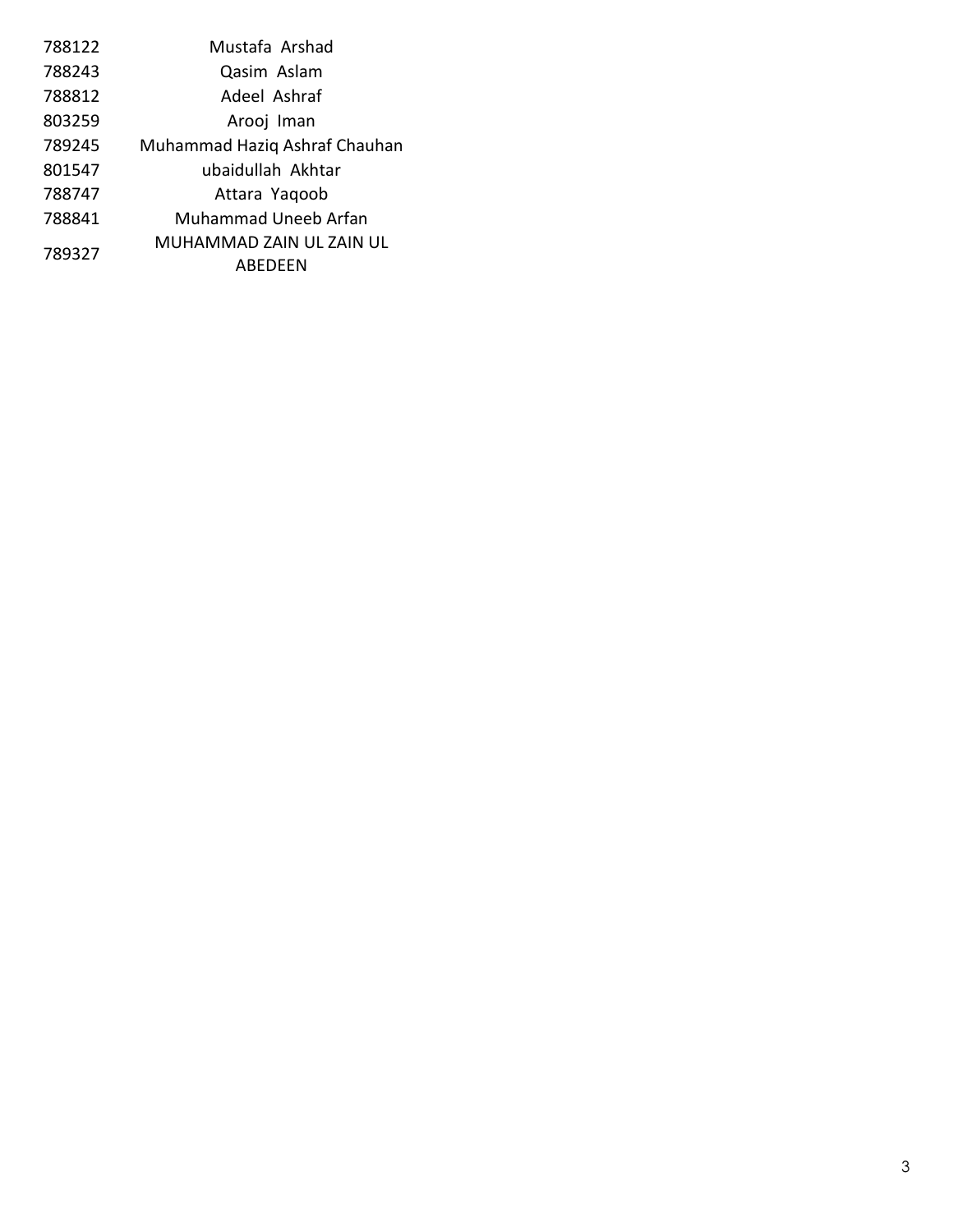| | |
|---|---|
| 788122 | Mustafa  Arshad |
| 788243 | Qasim  Aslam |
| 788812 | Adeel  Ashraf |
| 803259 | Arooj  Iman |
| 789245 | Muhammad Haziq Ashraf Chauhan |
| 801547 | ubaidullah  Akhtar |
| 788747 | Attara  Yaqoob |
| 788841 | Muhammad Uneeb Arfan |
| 789327 | MUHAMMAD ZAIN UL ZAIN UL ABEDEEN |